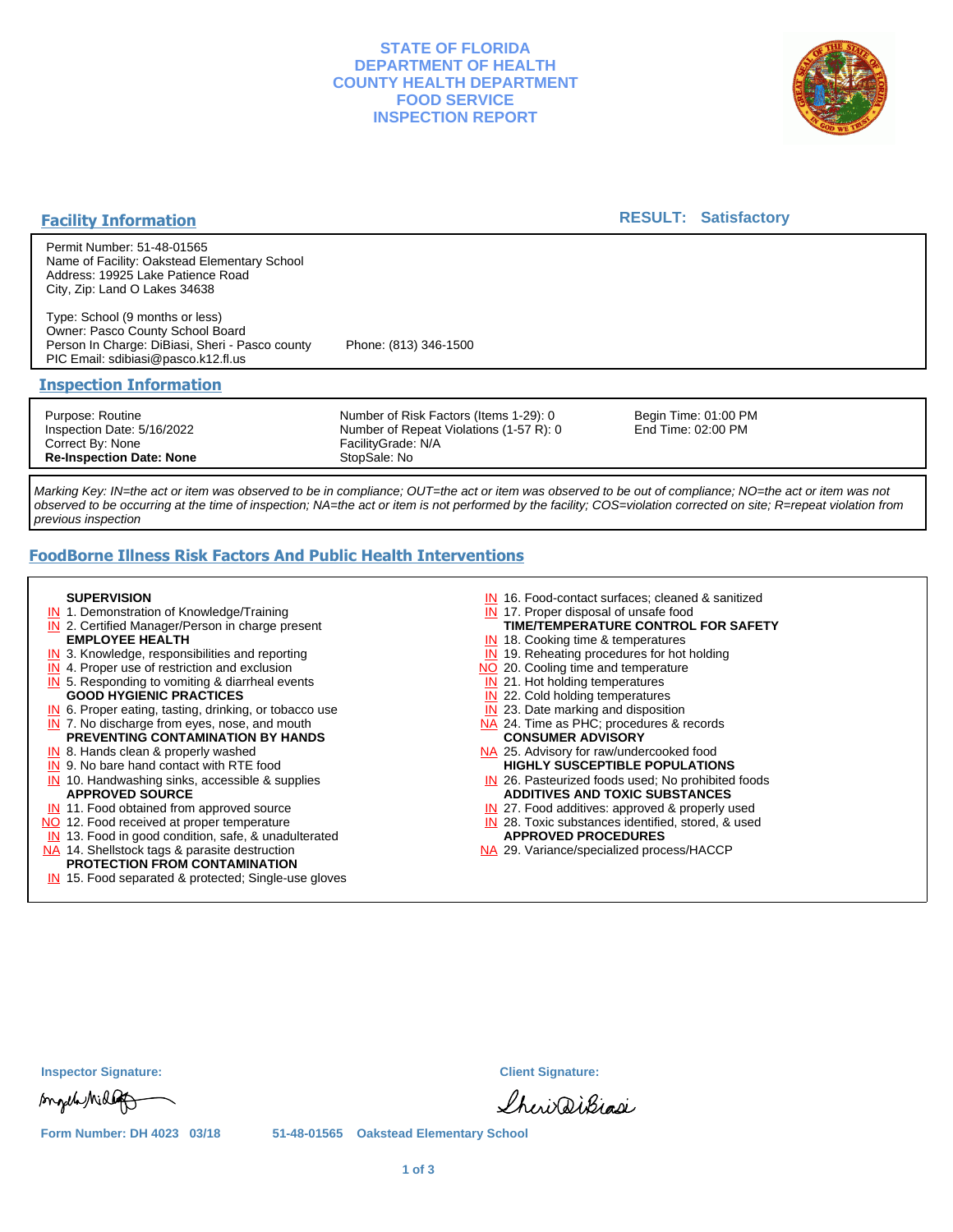# STATE OF FLORIDA
# DEPARTMENT OF HEALTH
# COUNTY HEALTH DEPARTMENT
# FOOD SERVICE
# INSPECTION REPORT

## Facility Information

**RESULT: Satisfactory**

Permit Number: 51-48-01565
Name of Facility: Oakstead Elementary School
Address: 19925 Lake Patience Road
City, Zip: Land O Lakes 34638

Type: School (9 months or less)
Owner: Pasco County School Board
Person In Charge: DiBiasi, Sheri - Pasco county
Phone: (813) 346-1500
PIC Email: sdibiasi@pasco.k12.fl.us

## Inspection Information

Purpose: Routine
Inspection Date: 5/16/2022
Correct By: None
**Re-Inspection Date: None**

Number of Risk Factors (Items 1-29): 0
Number of Repeat Violations (1-57 R): 0
FacilityGrade: N/A
StopSale: No

Begin Time: 01:00 PM
End Time: 02:00 PM

*Marking Key: IN=the act or item was observed to be in compliance; OUT=the act or item was observed to be out of compliance; NO=the act or item was not observed to be occurring at the time of inspection; NA=the act or item is not performed by the facility; COS=violation corrected on site; R=repeat violation from previous inspection*

## FoodBorne Illness Risk Factors And Public Health Interventions

**SUPERVISION**
- IN 1. Demonstration of Knowledge/Training
- IN 2. Certified Manager/Person in charge present

**EMPLOYEE HEALTH**
- IN 3. Knowledge, responsibilities and reporting
- IN 4. Proper use of restriction and exclusion
- IN 5. Responding to vomiting & diarrheal events

**GOOD HYGIENIC PRACTICES**
- IN 6. Proper eating, tasting, drinking, or tobacco use
- IN 7. No discharge from eyes, nose, and mouth

**PREVENTING CONTAMINATION BY HANDS**
- IN 8. Hands clean & properly washed
- IN 9. No bare hand contact with RTE food
- IN 10. Handwashing sinks, accessible & supplies

**APPROVED SOURCE**
- IN 11. Food obtained from approved source
- NO 12. Food received at proper temperature
- IN 13. Food in good condition, safe, & unadulterated
- NA 14. Shellstock tags & parasite destruction

**PROTECTION FROM CONTAMINATION**
- IN 15. Food separated & protected; Single-use gloves
- IN 16. Food-contact surfaces; cleaned & sanitized
- IN 17. Proper disposal of unsafe food

**TIME/TEMPERATURE CONTROL FOR SAFETY**
- IN 18. Cooking time & temperatures
- IN 19. Reheating procedures for hot holding
- NO 20. Cooling time and temperature
- IN 21. Hot holding temperatures
- IN 22. Cold holding temperatures
- IN 23. Date marking and disposition
- NA 24. Time as PHC; procedures & records

**CONSUMER ADVISORY**
- NA 25. Advisory for raw/undercooked food

**HIGHLY SUSCEPTIBLE POPULATIONS**
- IN 26. Pasteurized foods used; No prohibited foods

**ADDITIVES AND TOXIC SUBSTANCES**
- IN 27. Food additives: approved & properly used
- IN 28. Toxic substances identified, stored, & used

**APPROVED PROCEDURES**
- NA 29. Variance/specialized process/HACCP

**Inspector Signature:**

**Client Signature:**

**Form Number: DH 4023 03/18** 51-48-01565 Oakstead Elementary School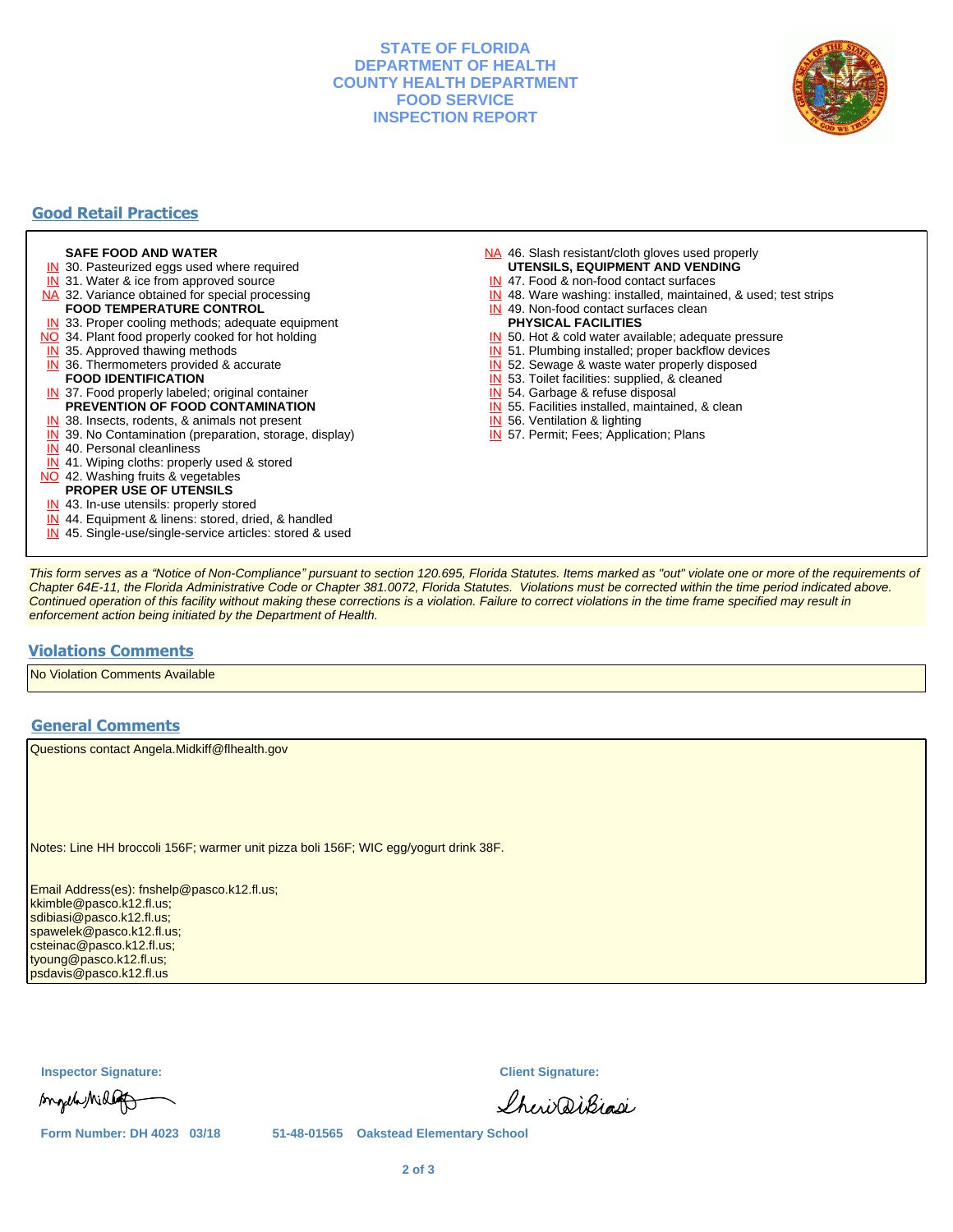# STATE OF FLORIDA
# DEPARTMENT OF HEALTH
# COUNTY HEALTH DEPARTMENT
# FOOD SERVICE
# INSPECTION REPORT

## Good Retail Practices

**SAFE FOOD AND WATER**
- IN 30. Pasteurized eggs used where required
- IN 31. Water & ice from approved source
- NA 32. Variance obtained for special processing

**FOOD TEMPERATURE CONTROL**
- IN 33. Proper cooling methods; adequate equipment
- NO 34. Plant food properly cooked for hot holding
- IN 35. Approved thawing methods
- IN 36. Thermometers provided & accurate

**FOOD IDENTIFICATION**
- IN 37. Food properly labeled; original container

**PREVENTION OF FOOD CONTAMINATION**
- IN 38. Insects, rodents, & animals not present
- IN 39. No Contamination (preparation, storage, display)
- IN 40. Personal cleanliness
- IN 41. Wiping cloths: properly used & stored
- NO 42. Washing fruits & vegetables

**PROPER USE OF UTENSILS**
- IN 43. In-use utensils: properly stored
- IN 44. Equipment & linens: stored, dried, & handled
- IN 45. Single-use/single-service articles: stored & used
- NA 46. Slash resistant/cloth gloves used properly

**UTENSILS, EQUIPMENT AND VENDING**
- IN 47. Food & non-food contact surfaces
- IN 48. Ware washing: installed, maintained, & used; test strips
- IN 49. Non-food contact surfaces clean

**PHYSICAL FACILITIES**
- IN 50. Hot & cold water available; adequate pressure
- IN 51. Plumbing installed; proper backflow devices
- IN 52. Sewage & waste water properly disposed
- IN 53. Toilet facilities: supplied, & cleaned
- IN 54. Garbage & refuse disposal
- IN 55. Facilities installed, maintained, & clean
- IN 56. Ventilation & lighting
- IN 57. Permit; Fees; Application; Plans

*This form serves as a "Notice of Non-Compliance" pursuant to section 120.695, Florida Statutes. Items marked as "out" violate one or more of the requirements of Chapter 64E-11, the Florida Administrative Code or Chapter 381.0072, Florida Statutes. Violations must be corrected within the time period indicated above. Continued operation of this facility without making these corrections is a violation. Failure to correct violations in the time frame specified may result in enforcement action being initiated by the Department of Health.*

## Violations Comments

No Violation Comments Available

## General Comments

Questions contact Angela.Midkiff@flhealth.gov

Notes: Line HH broccoli 156F; warmer unit pizza boli 156F; WIC egg/yogurt drink 38F.

Email Address(es): fnshelp@pasco.k12.fl.us;
kkimble@pasco.k12.fl.us;
sdibiasi@pasco.k12.fl.us;
spawelek@pasco.k12.fl.us;
csteinac@pasco.k12.fl.us;
tyoung@pasco.k12.fl.us;
psdavis@pasco.k12.fl.us

**Inspector Signature:** Angela Midkiff

**Client Signature:** Sheri DiBiasi

**Form Number: DH 4023 03/18** 51-48-01565 Oakstead Elementary School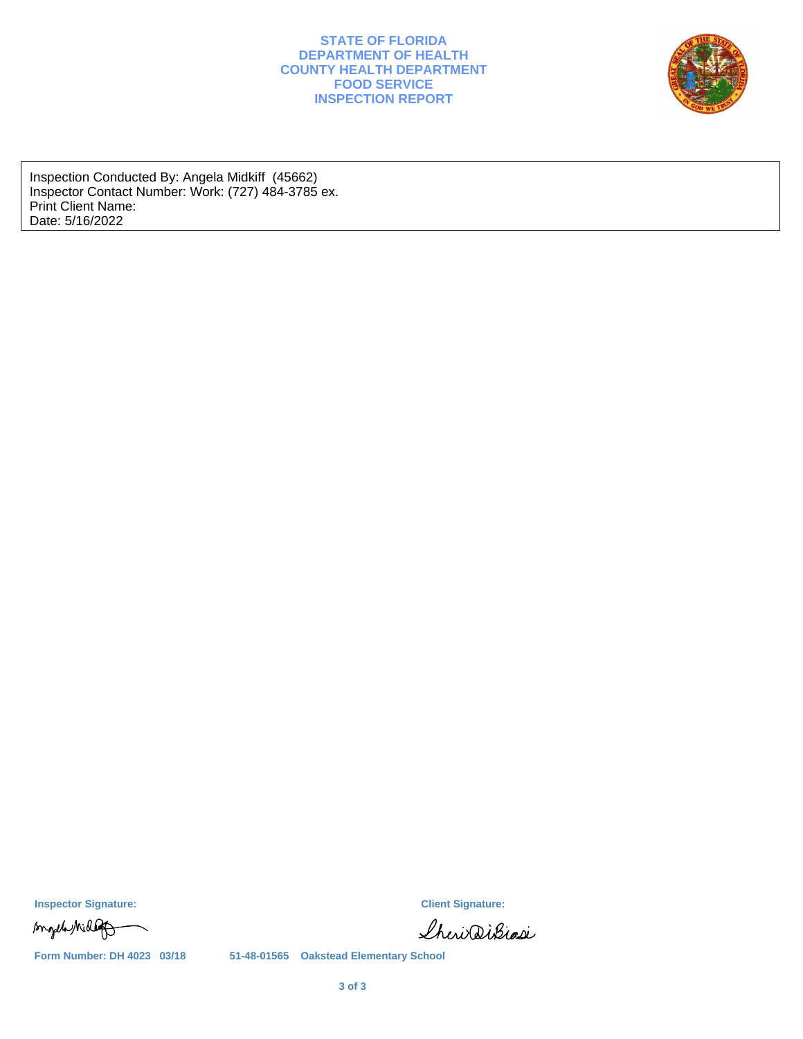**STATE OF FLORIDA**
**DEPARTMENT OF HEALTH**
**COUNTY HEALTH DEPARTMENT**
**FOOD SERVICE**
**INSPECTION REPORT**

Inspection Conducted By: Angela Midkiff (45662)
Inspector Contact Number: Work: (727) 484-3785 ex.
Print Client Name:
Date: 5/16/2022

**Inspector Signature:**

**Client Signature:**

**Form Number: DH 4023 03/18** **51-48-01565 Oakstead Elementary School**